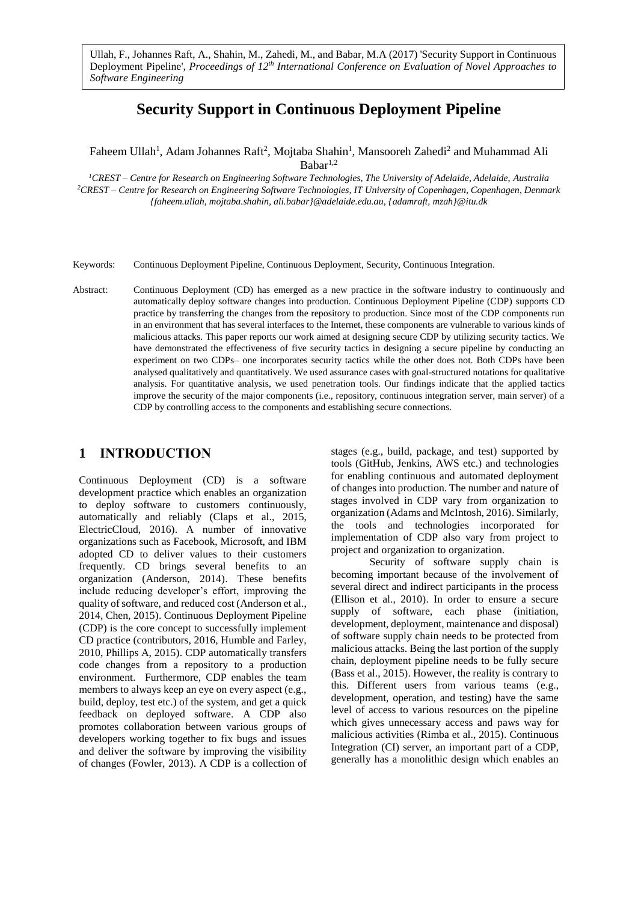Ullah, F., Johannes Raft, A., Shahin, M., Zahedi, M., and Babar, M.A (2017) 'Security Support in Continuous Deployment Pipeline', *Proceedings of 12th International Conference on Evaluation of Novel Approaches to Software Engineering*

# Security Support in Continuous Deployment Pipeline

Faheem Ullah[1], Adam Johannes Raft[2], Mojtaba Shahin[1], Mansooreh Zahedi[2] and Muhammad Ali Babar[1,2]

[1]*CREST – Centre for Research on Engineering Software Technologies, The University of Adelaide, Adelaide, Australia*
[2]*CREST – Centre for Research on Engineering Software Technologies, IT University of Copenhagen, Copenhagen, Denmark*
*{faheem.ullah, mojtaba.shahin, ali.babar}@adelaide.edu.au, {adamraft, mzah}@itu.dk*

Keywords: Continuous Deployment Pipeline, Continuous Deployment, Security, Continuous Integration.

Abstract: Continuous Deployment (CD) has emerged as a new practice in the software industry to continuously and automatically deploy software changes into production. Continuous Deployment Pipeline (CDP) supports CD practice by transferring the changes from the repository to production. Since most of the CDP components run in an environment that has several interfaces to the Internet, these components are vulnerable to various kinds of malicious attacks. This paper reports our work aimed at designing secure CDP by utilizing security tactics. We have demonstrated the effectiveness of five security tactics in designing a secure pipeline by conducting an experiment on two CDPs– one incorporates security tactics while the other does not. Both CDPs have been analysed qualitatively and quantitatively. We used assurance cases with goal-structured notations for qualitative analysis. For quantitative analysis, we used penetration tools. Our findings indicate that the applied tactics improve the security of the major components (i.e., repository, continuous integration server, main server) of a CDP by controlling access to the components and establishing secure connections.

## 1 INTRODUCTION

Continuous Deployment (CD) is a software development practice which enables an organization to deploy software to customers continuously, automatically and reliably (Claps et al., 2015, ElectricCloud, 2016). A number of innovative organizations such as Facebook, Microsoft, and IBM adopted CD to deliver values to their customers frequently. CD brings several benefits to an organization (Anderson, 2014). These benefits include reducing developer's effort, improving the quality of software, and reduced cost (Anderson et al., 2014, Chen, 2015). Continuous Deployment Pipeline (CDP) is the core concept to successfully implement CD practice (contributors, 2016, Humble and Farley, 2010, Phillips A, 2015). CDP automatically transfers code changes from a repository to a production environment. Furthermore, CDP enables the team members to always keep an eye on every aspect (e.g., build, deploy, test etc.) of the system, and get a quick feedback on deployed software. A CDP also promotes collaboration between various groups of developers working together to fix bugs and issues and deliver the software by improving the visibility of changes (Fowler, 2013). A CDP is a collection of stages (e.g., build, package, and test) supported by tools (GitHub, Jenkins, AWS etc.) and technologies for enabling continuous and automated deployment of changes into production. The number and nature of stages involved in CDP vary from organization to organization (Adams and McIntosh, 2016). Similarly, the tools and technologies incorporated for implementation of CDP also vary from project to project and organization to organization.

Security of software supply chain is becoming important because of the involvement of several direct and indirect participants in the process (Ellison et al., 2010). In order to ensure a secure supply of software, each phase (initiation, development, deployment, maintenance and disposal) of software supply chain needs to be protected from malicious attacks. Being the last portion of the supply chain, deployment pipeline needs to be fully secure (Bass et al., 2015). However, the reality is contrary to this. Different users from various teams (e.g., development, operation, and testing) have the same level of access to various resources on the pipeline which gives unnecessary access and paws way for malicious activities (Rimba et al., 2015). Continuous Integration (CI) server, an important part of a CDP, generally has a monolithic design which enables an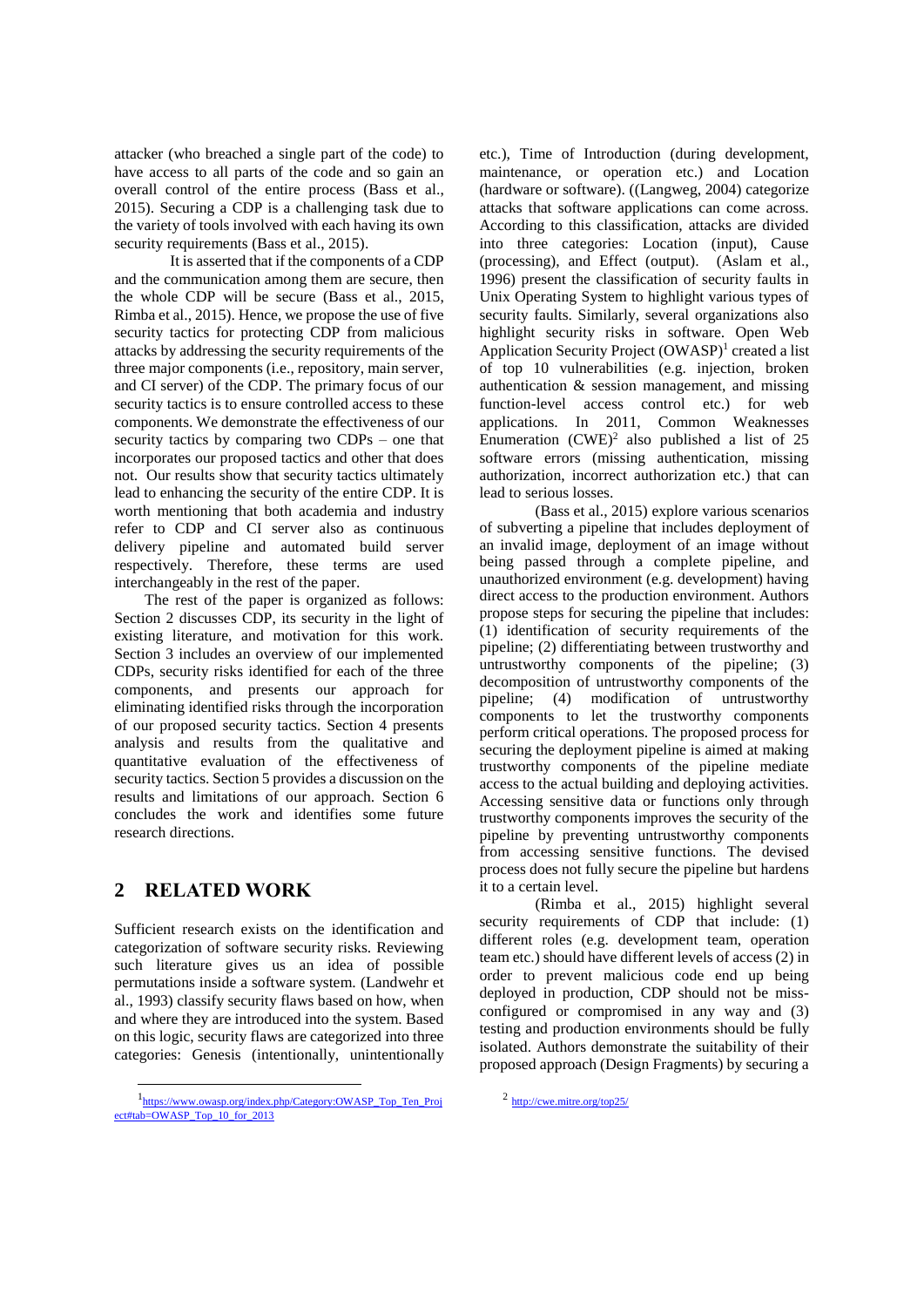attacker (who breached a single part of the code) to have access to all parts of the code and so gain an overall control of the entire process (Bass et al., 2015). Securing a CDP is a challenging task due to the variety of tools involved with each having its own security requirements (Bass et al., 2015).

It is asserted that if the components of a CDP and the communication among them are secure, then the whole CDP will be secure (Bass et al., 2015, Rimba et al., 2015). Hence, we propose the use of five security tactics for protecting CDP from malicious attacks by addressing the security requirements of the three major components (i.e., repository, main server, and CI server) of the CDP. The primary focus of our security tactics is to ensure controlled access to these components. We demonstrate the effectiveness of our security tactics by comparing two CDPs – one that incorporates our proposed tactics and other that does not. Our results show that security tactics ultimately lead to enhancing the security of the entire CDP. It is worth mentioning that both academia and industry refer to CDP and CI server also as continuous delivery pipeline and automated build server respectively. Therefore, these terms are used interchangeably in the rest of the paper.

The rest of the paper is organized as follows: Section 2 discusses CDP, its security in the light of existing literature, and motivation for this work. Section 3 includes an overview of our implemented CDPs, security risks identified for each of the three components, and presents our approach for eliminating identified risks through the incorporation of our proposed security tactics. Section 4 presents analysis and results from the qualitative and quantitative evaluation of the effectiveness of security tactics. Section 5 provides a discussion on the results and limitations of our approach. Section 6 concludes the work and identifies some future research directions.

## 2 RELATED WORK

Sufficient research exists on the identification and categorization of software security risks. Reviewing such literature gives us an idea of possible permutations inside a software system. (Landwehr et al., 1993) classify security flaws based on how, when and where they are introduced into the system. Based on this logic, security flaws are categorized into three categories: Genesis (intentionally, unintentionally etc.), Time of Introduction (during development, maintenance, or operation etc.) and Location (hardware or software). ((Langweg, 2004) categorize attacks that software applications can come across. According to this classification, attacks are divided into three categories: Location (input), Cause (processing), and Effect (output). (Aslam et al., 1996) present the classification of security faults in Unix Operating System to highlight various types of security faults. Similarly, several organizations also highlight security risks in software. Open Web Application Security Project (OWASP)[1] created a list of top 10 vulnerabilities (e.g. injection, broken authentication & session management, and missing function-level access control etc.) for web applications. In 2011, Common Weaknesses Enumeration (CWE)[2] also published a list of 25 software errors (missing authentication, missing authorization, incorrect authorization etc.) that can lead to serious losses.

(Bass et al., 2015) explore various scenarios of subverting a pipeline that includes deployment of an invalid image, deployment of an image without being passed through a complete pipeline, and unauthorized environment (e.g. development) having direct access to the production environment. Authors propose steps for securing the pipeline that includes: (1) identification of security requirements of the pipeline; (2) differentiating between trustworthy and untrustworthy components of the pipeline; (3) decomposition of untrustworthy components of the pipeline; (4) modification of untrustworthy components to let the trustworthy components perform critical operations. The proposed process for securing the deployment pipeline is aimed at making trustworthy components of the pipeline mediate access to the actual building and deploying activities. Accessing sensitive data or functions only through trustworthy components improves the security of the pipeline by preventing untrustworthy components from accessing sensitive functions. The devised process does not fully secure the pipeline but hardens it to a certain level.

(Rimba et al., 2015) highlight several security requirements of CDP that include: (1) different roles (e.g. development team, operation team etc.) should have different levels of access (2) in order to prevent malicious code end up being deployed in production, CDP should not be miss-configured or compromised in any way and (3) testing and production environments should be fully isolated. Authors demonstrate the suitability of their proposed approach (Design Fragments) by securing a

[1] https://www.owasp.org/index.php/Category:OWASP_Top_Ten_Project#tab=OWASP_Top_10_for_2013

[2] http://cwe.mitre.org/top25/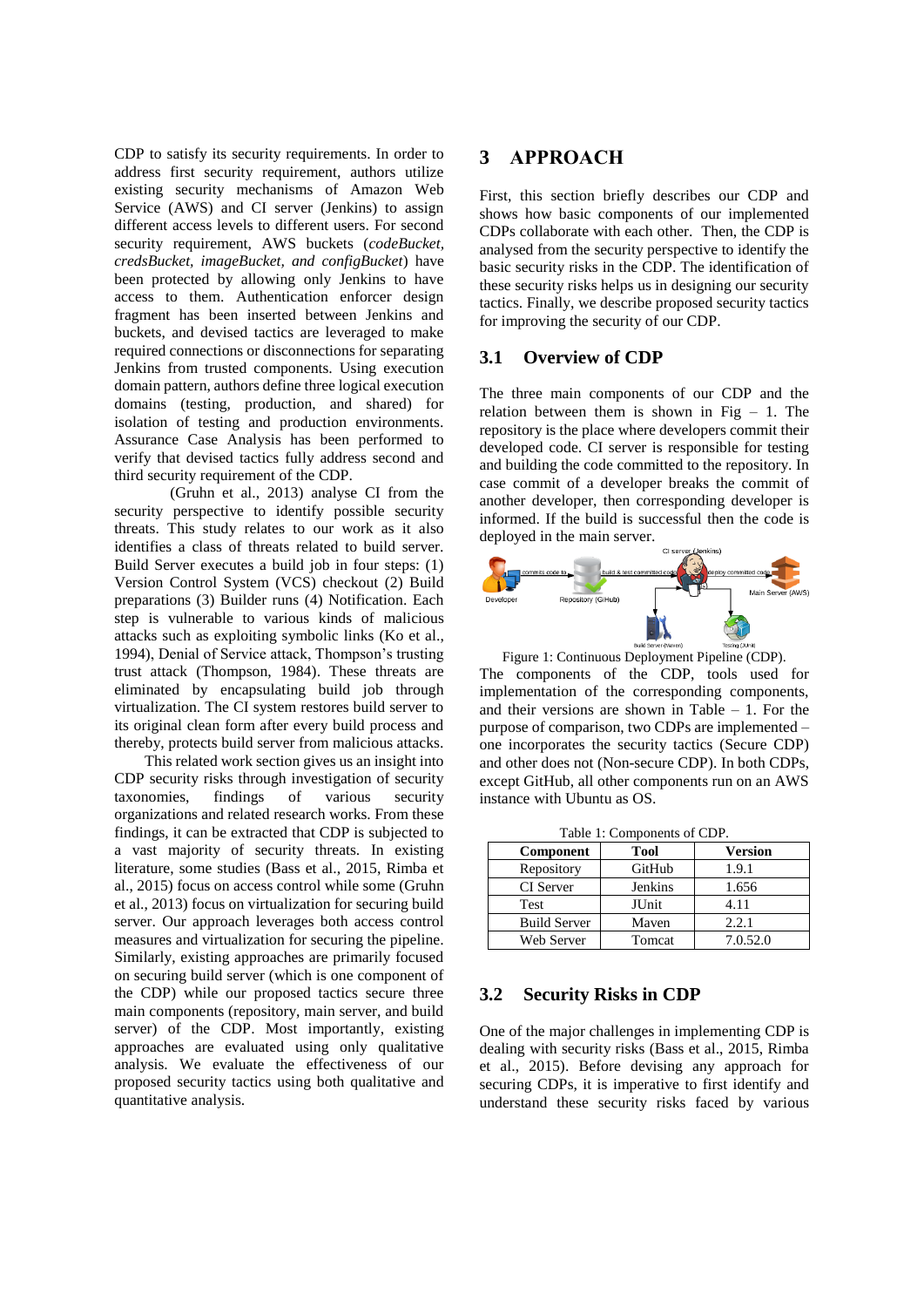CDP to satisfy its security requirements. In order to address first security requirement, authors utilize existing security mechanisms of Amazon Web Service (AWS) and CI server (Jenkins) to assign different access levels to different users. For second security requirement, AWS buckets (*codeBucket, credsBucket, imageBucket, and configBucket*) have been protected by allowing only Jenkins to have access to them. Authentication enforcer design fragment has been inserted between Jenkins and buckets, and devised tactics are leveraged to make required connections or disconnections for separating Jenkins from trusted components. Using execution domain pattern, authors define three logical execution domains (testing, production, and shared) for isolation of testing and production environments. Assurance Case Analysis has been performed to verify that devised tactics fully address second and third security requirement of the CDP.

(Gruhn et al., 2013) analyse CI from the security perspective to identify possible security threats. This study relates to our work as it also identifies a class of threats related to build server. Build Server executes a build job in four steps: (1) Version Control System (VCS) checkout (2) Build preparations (3) Builder runs (4) Notification. Each step is vulnerable to various kinds of malicious attacks such as exploiting symbolic links (Ko et al., 1994), Denial of Service attack, Thompson's trusting trust attack (Thompson, 1984). These threats are eliminated by encapsulating build job through virtualization. The CI system restores build server to its original clean form after every build process and thereby, protects build server from malicious attacks.

This related work section gives us an insight into CDP security risks through investigation of security taxonomies, findings of various security organizations and related research works. From these findings, it can be extracted that CDP is subjected to a vast majority of security threats. In existing literature, some studies (Bass et al., 2015, Rimba et al., 2015) focus on access control while some (Gruhn et al., 2013) focus on virtualization for securing build server. Our approach leverages both access control measures and virtualization for securing the pipeline. Similarly, existing approaches are primarily focused on securing build server (which is one component of the CDP) while our proposed tactics secure three main components (repository, main server, and build server) of the CDP. Most importantly, existing approaches are evaluated using only qualitative analysis. We evaluate the effectiveness of our proposed security tactics using both qualitative and quantitative analysis.

# 3 APPROACH

First, this section briefly describes our CDP and shows how basic components of our implemented CDPs collaborate with each other. Then, the CDP is analysed from the security perspective to identify the basic security risks in the CDP. The identification of these security risks helps us in designing our security tactics. Finally, we describe proposed security tactics for improving the security of our CDP.

## 3.1 Overview of CDP

The three main components of our CDP and the relation between them is shown in Fig – 1. The repository is the place where developers commit their developed code. CI server is responsible for testing and building the code committed to the repository. In case commit of a developer breaks the commit of another developer, then corresponding developer is informed. If the build is successful then the code is deployed in the main server.

Figure 1: Continuous Deployment Pipeline (CDP).

The components of the CDP, tools used for implementation of the corresponding components, and their versions are shown in Table – 1. For the purpose of comparison, two CDPs are implemented – one incorporates the security tactics (Secure CDP) and other does not (Non-secure CDP). In both CDPs, except GitHub, all other components run on an AWS instance with Ubuntu as OS.

Table 1: Components of CDP.

| Component | Tool | Version |
|---|---|---|
| Repository | GitHub | 1.9.1 |
| CI Server | Jenkins | 1.656 |
| Test | JUnit | 4.11 |
| Build Server | Maven | 2.2.1 |
| Web Server | Tomcat | 7.0.52.0 |

## 3.2 Security Risks in CDP

One of the major challenges in implementing CDP is dealing with security risks (Bass et al., 2015, Rimba et al., 2015). Before devising any approach for securing CDPs, it is imperative to first identify and understand these security risks faced by various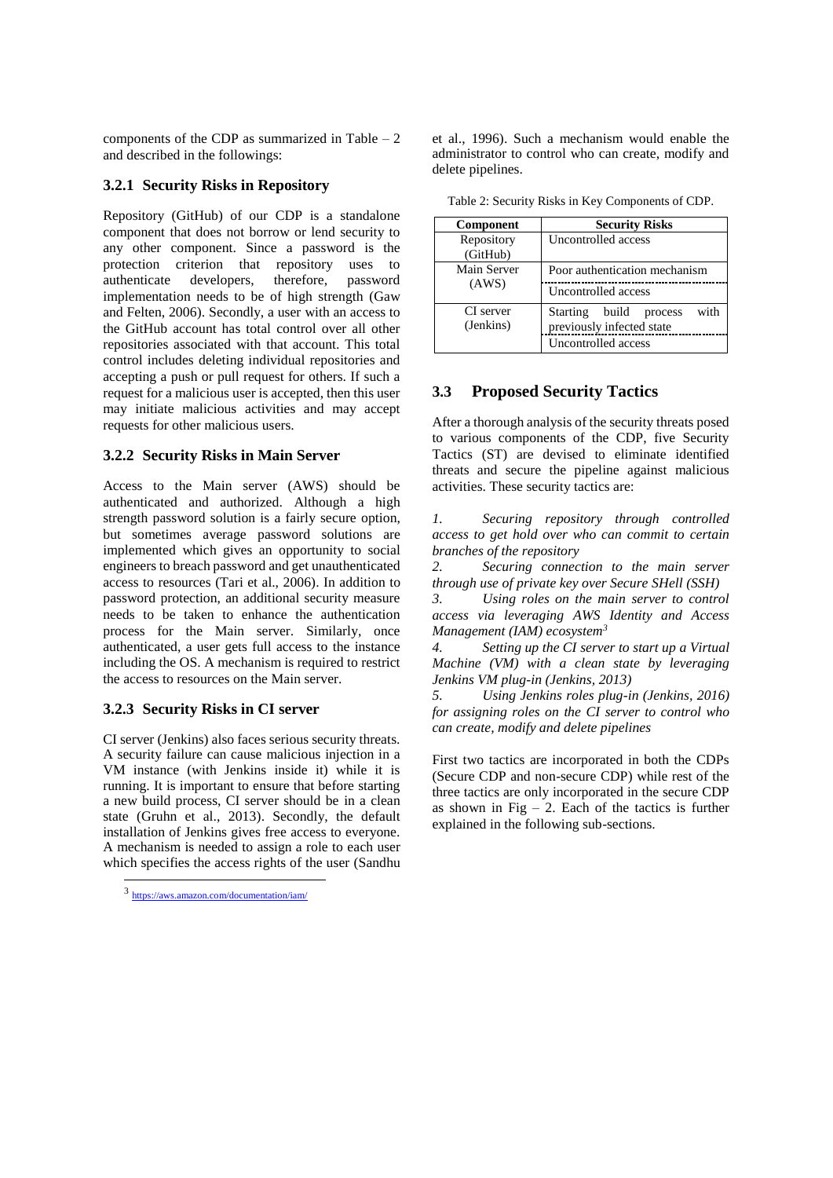components of the CDP as summarized in Table – 2 and described in the followings:

### 3.2.1 Security Risks in Repository

Repository (GitHub) of our CDP is a standalone component that does not borrow or lend security to any other component. Since a password is the protection criterion that repository uses to authenticate developers, therefore, password implementation needs to be of high strength (Gaw and Felten, 2006). Secondly, a user with an access to the GitHub account has total control over all other repositories associated with that account. This total control includes deleting individual repositories and accepting a push or pull request for others. If such a request for a malicious user is accepted, then this user may initiate malicious activities and may accept requests for other malicious users.

### 3.2.2 Security Risks in Main Server

Access to the Main server (AWS) should be authenticated and authorized. Although a high strength password solution is a fairly secure option, but sometimes average password solutions are implemented which gives an opportunity to social engineers to breach password and get unauthenticated access to resources (Tari et al., 2006). In addition to password protection, an additional security measure needs to be taken to enhance the authentication process for the Main server. Similarly, once authenticated, a user gets full access to the instance including the OS. A mechanism is required to restrict the access to resources on the Main server.

### 3.2.3 Security Risks in CI server

CI server (Jenkins) also faces serious security threats. A security failure can cause malicious injection in a VM instance (with Jenkins inside it) while it is running. It is important to ensure that before starting a new build process, CI server should be in a clean state (Gruhn et al., 2013). Secondly, the default installation of Jenkins gives free access to everyone. A mechanism is needed to assign a role to each user which specifies the access rights of the user (Sandhu et al., 1996). Such a mechanism would enable the administrator to control who can create, modify and delete pipelines.

Table 2: Security Risks in Key Components of CDP.

| Component | Security Risks |
|---|---|
| Repository (GitHub) | Uncontrolled access |
| Main Server (AWS) | Poor authentication mechanism |
| | Uncontrolled access |
| CI server (Jenkins) | Starting build process with previously infected state |
| | Uncontrolled access |

## 3.3 Proposed Security Tactics

After a thorough analysis of the security threats posed to various components of the CDP, five Security Tactics (ST) are devised to eliminate identified threats and secure the pipeline against malicious activities. These security tactics are:

1. *Securing repository through controlled access to get hold over who can commit to certain branches of the repository*
2. *Securing connection to the main server through use of private key over Secure SHell (SSH)*
3. *Using roles on the main server to control access via leveraging AWS Identity and Access Management (IAM) ecosystem*[3]
4. *Setting up the CI server to start up a Virtual Machine (VM) with a clean state by leveraging Jenkins VM plug-in (Jenkins, 2013)*
5. *Using Jenkins roles plug-in (Jenkins, 2016) for assigning roles on the CI server to control who can create, modify and delete pipelines*

First two tactics are incorporated in both the CDPs (Secure CDP and non-secure CDP) while rest of the three tactics are only incorporated in the secure CDP as shown in Fig – 2. Each of the tactics is further explained in the following sub-sections.

[3] https://aws.amazon.com/documentation/iam/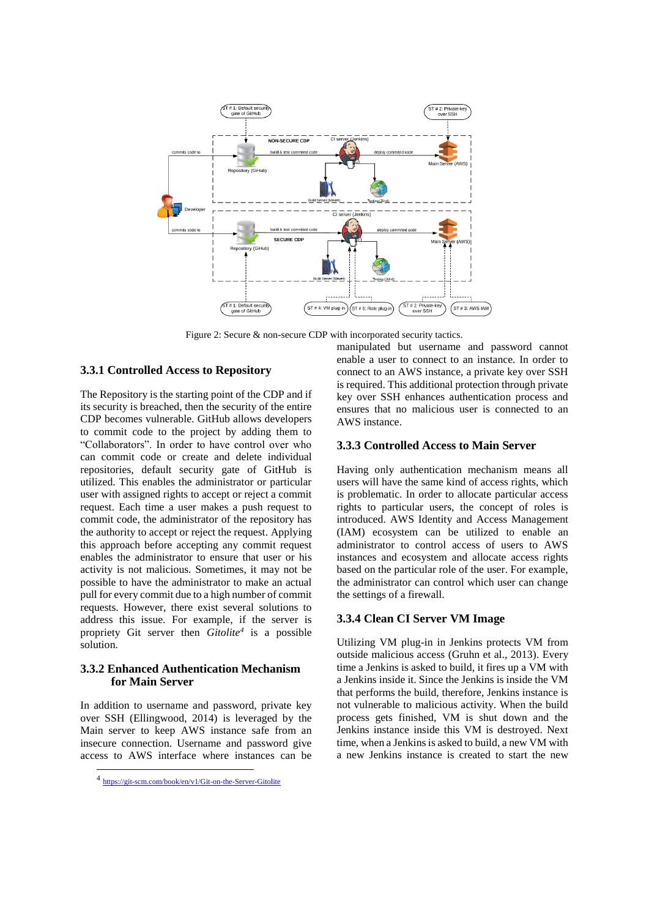Figure 2: Secure & non-secure CDP with incorporated security tactics.

### 3.3.1 Controlled Access to Repository

The Repository is the starting point of the CDP and if its security is breached, then the security of the entire CDP becomes vulnerable. GitHub allows developers to commit code to the project by adding them to "Collaborators". In order to have control over who can commit code or create and delete individual repositories, default security gate of GitHub is utilized. This enables the administrator or particular user with assigned rights to accept or reject a commit request. Each time a user makes a push request to commit code, the administrator of the repository has the authority to accept or reject the request. Applying this approach before accepting any commit request enables the administrator to ensure that user or his activity is not malicious. Sometimes, it may not be possible to have the administrator to make an actual pull for every commit due to a high number of commit requests. However, there exist several solutions to address this issue. For example, if the server is propriety Git server then *Gitolite*[4] is a possible solution.

### 3.3.2 Enhanced Authentication Mechanism for Main Server

In addition to username and password, private key over SSH (Ellingwood, 2014) is leveraged by the Main server to keep AWS instance safe from an insecure connection. Username and password give access to AWS interface where instances can be manipulated but username and password cannot enable a user to connect to an instance. In order to connect to an AWS instance, a private key over SSH is required. This additional protection through private key over SSH enhances authentication process and ensures that no malicious user is connected to an AWS instance.

### 3.3.3 Controlled Access to Main Server

Having only authentication mechanism means all users will have the same kind of access rights, which is problematic. In order to allocate particular access rights to particular users, the concept of roles is introduced. AWS Identity and Access Management (IAM) ecosystem can be utilized to enable an administrator to control access of users to AWS instances and ecosystem and allocate access rights based on the particular role of the user. For example, the administrator can control which user can change the settings of a firewall.

### 3.3.4 Clean CI Server VM Image

Utilizing VM plug-in in Jenkins protects VM from outside malicious access (Gruhn et al., 2013). Every time a Jenkins is asked to build, it fires up a VM with a Jenkins inside it. Since the Jenkins is inside the VM that performs the build, therefore, Jenkins instance is not vulnerable to malicious activity. When the build process gets finished, VM is shut down and the Jenkins instance inside this VM is destroyed. Next time, when a Jenkins is asked to build, a new VM with a new Jenkins instance is created to start the new

[4] https://git-scm.com/book/en/v1/Git-on-the-Server-Gitolite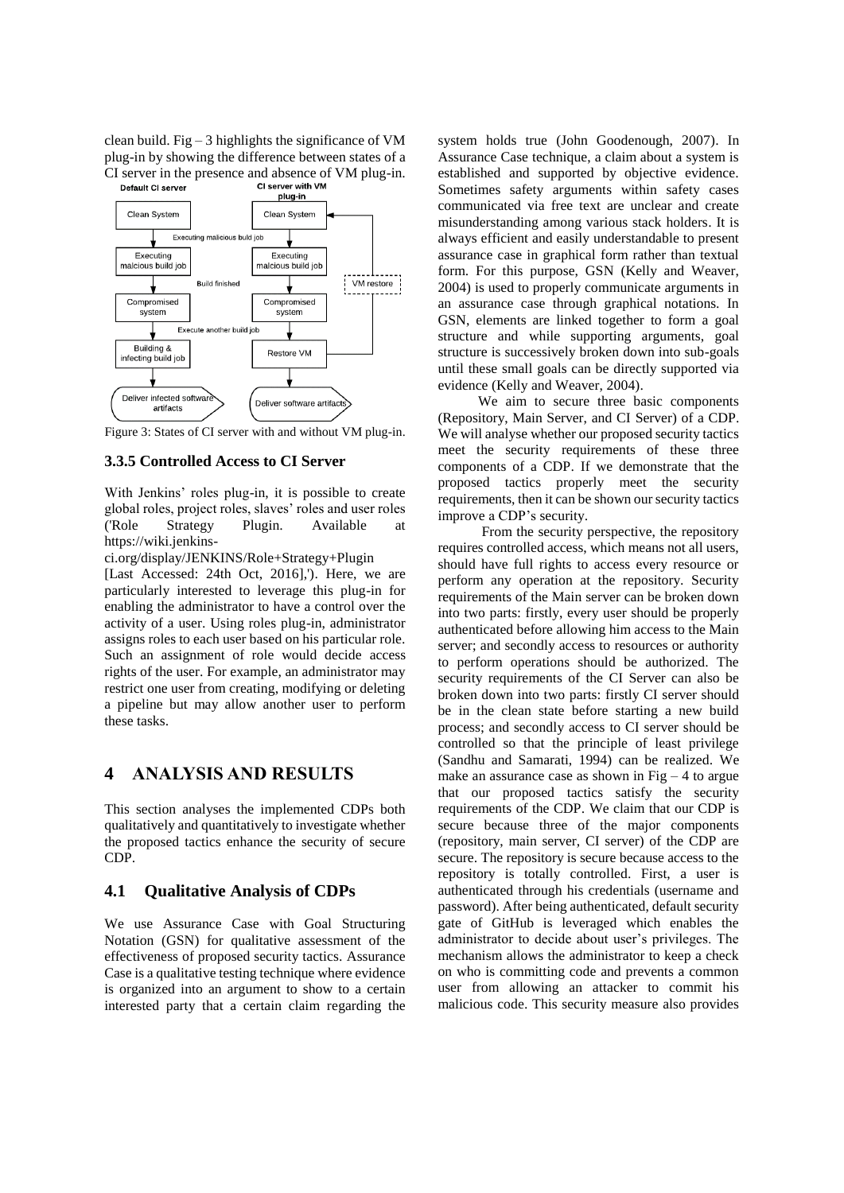clean build. Fig – 3 highlights the significance of VM plug-in by showing the difference between states of a CI server in the presence and absence of VM plug-in.

Figure 3: States of CI server with and without VM plug-in.

### 3.3.5 Controlled Access to CI Server

With Jenkins' roles plug-in, it is possible to create global roles, project roles, slaves' roles and user roles ('Role Strategy Plugin. Available at https://wiki.jenkins-ci.org/display/JENKINS/Role+Strategy+Plugin [Last Accessed: 24th Oct, 2016],'). Here, we are particularly interested to leverage this plug-in for enabling the administrator to have a control over the activity of a user. Using roles plug-in, administrator assigns roles to each user based on his particular role. Such an assignment of role would decide access rights of the user. For example, an administrator may restrict one user from creating, modifying or deleting a pipeline but may allow another user to perform these tasks.

## 4 ANALYSIS AND RESULTS

This section analyses the implemented CDPs both qualitatively and quantitatively to investigate whether the proposed tactics enhance the security of secure CDP.

### 4.1 Qualitative Analysis of CDPs

We use Assurance Case with Goal Structuring Notation (GSN) for qualitative assessment of the effectiveness of proposed security tactics. Assurance Case is a qualitative testing technique where evidence is organized into an argument to show to a certain interested party that a certain claim regarding the system holds true (John Goodenough, 2007). In Assurance Case technique, a claim about a system is established and supported by objective evidence. Sometimes safety arguments within safety cases communicated via free text are unclear and create misunderstanding among various stack holders. It is always efficient and easily understandable to present assurance case in graphical form rather than textual form. For this purpose, GSN (Kelly and Weaver, 2004) is used to properly communicate arguments in an assurance case through graphical notations. In GSN, elements are linked together to form a goal structure and while supporting arguments, goal structure is successively broken down into sub-goals until these small goals can be directly supported via evidence (Kelly and Weaver, 2004).

We aim to secure three basic components (Repository, Main Server, and CI Server) of a CDP. We will analyse whether our proposed security tactics meet the security requirements of these three components of a CDP. If we demonstrate that the proposed tactics properly meet the security requirements, then it can be shown our security tactics improve a CDP's security.

From the security perspective, the repository requires controlled access, which means not all users, should have full rights to access every resource or perform any operation at the repository. Security requirements of the Main server can be broken down into two parts: firstly, every user should be properly authenticated before allowing him access to the Main server; and secondly access to resources or authority to perform operations should be authorized. The security requirements of the CI Server can also be broken down into two parts: firstly CI server should be in the clean state before starting a new build process; and secondly access to CI server should be controlled so that the principle of least privilege (Sandhu and Samarati, 1994) can be realized. We make an assurance case as shown in Fig – 4 to argue that our proposed tactics satisfy the security requirements of the CDP. We claim that our CDP is secure because three of the major components (repository, main server, CI server) of the CDP are secure. The repository is secure because access to the repository is totally controlled. First, a user is authenticated through his credentials (username and password). After being authenticated, default security gate of GitHub is leveraged which enables the administrator to decide about user's privileges. The mechanism allows the administrator to keep a check on who is committing code and prevents a common user from allowing an attacker to commit his malicious code. This security measure also provides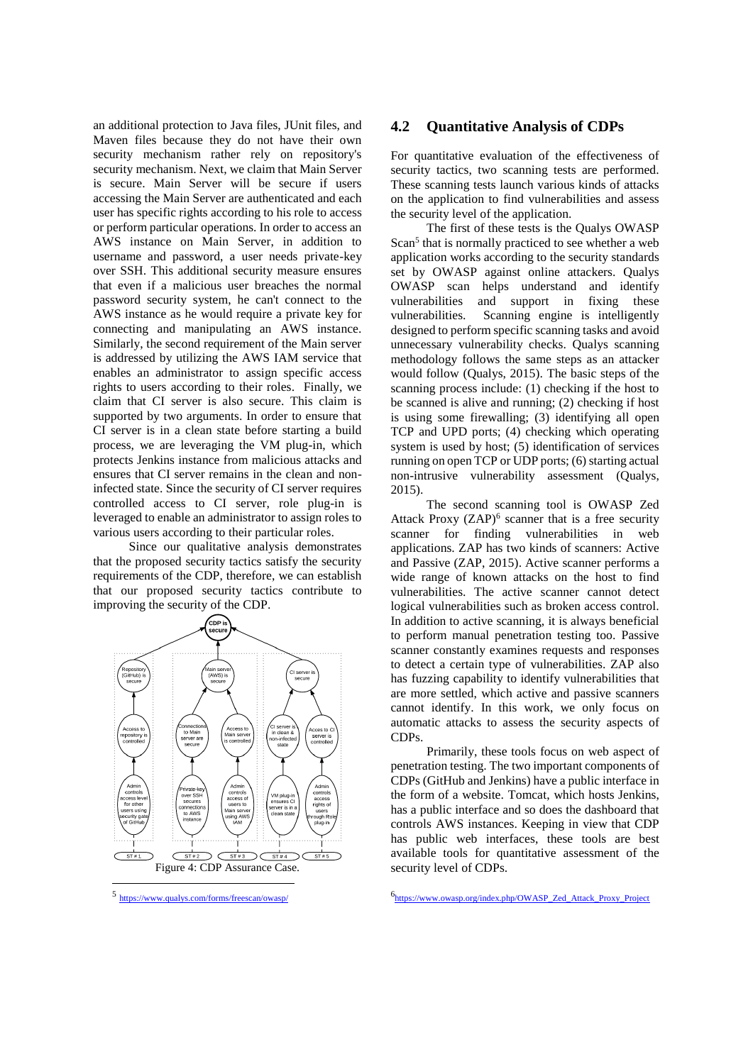an additional protection to Java files, JUnit files, and Maven files because they do not have their own security mechanism rather rely on repository's security mechanism. Next, we claim that Main Server is secure. Main Server will be secure if users accessing the Main Server are authenticated and each user has specific rights according to his role to access or perform particular operations. In order to access an AWS instance on Main Server, in addition to username and password, a user needs private-key over SSH. This additional security measure ensures that even if a malicious user breaches the normal password security system, he can't connect to the AWS instance as he would require a private key for connecting and manipulating an AWS instance. Similarly, the second requirement of the Main server is addressed by utilizing the AWS IAM service that enables an administrator to assign specific access rights to users according to their roles. Finally, we claim that CI server is also secure. This claim is supported by two arguments. In order to ensure that CI server is in a clean state before starting a build process, we are leveraging the VM plug-in, which protects Jenkins instance from malicious attacks and ensures that CI server remains in the clean and non-infected state. Since the security of CI server requires controlled access to CI server, role plug-in is leveraged to enable an administrator to assign roles to various users according to their particular roles.

Since our qualitative analysis demonstrates that the proposed security tactics satisfy the security requirements of the CDP, therefore, we can establish that our proposed security tactics contribute to improving the security of the CDP.

Figure 4: CDP Assurance Case.

## 4.2 Quantitative Analysis of CDPs

For quantitative evaluation of the effectiveness of security tactics, two scanning tests are performed. These scanning tests launch various kinds of attacks on the application to find vulnerabilities and assess the security level of the application.

The first of these tests is the Qualys OWASP Scan[5] that is normally practiced to see whether a web application works according to the security standards set by OWASP against online attackers. Qualys OWASP scan helps understand and identify vulnerabilities and support in fixing these vulnerabilities. Scanning engine is intelligently designed to perform specific scanning tasks and avoid unnecessary vulnerability checks. Qualys scanning methodology follows the same steps as an attacker would follow (Qualys, 2015). The basic steps of the scanning process include: (1) checking if the host to be scanned is alive and running; (2) checking if host is using some firewalling; (3) identifying all open TCP and UPD ports; (4) checking which operating system is used by host; (5) identification of services running on open TCP or UDP ports; (6) starting actual non-intrusive vulnerability assessment (Qualys, 2015).

The second scanning tool is OWASP Zed Attack Proxy (ZAP)[6] scanner that is a free security scanner for finding vulnerabilities in web applications. ZAP has two kinds of scanners: Active and Passive (ZAP, 2015). Active scanner performs a wide range of known attacks on the host to find vulnerabilities. The active scanner cannot detect logical vulnerabilities such as broken access control. In addition to active scanning, it is always beneficial to perform manual penetration testing too. Passive scanner constantly examines requests and responses to detect a certain type of vulnerabilities. ZAP also has fuzzing capability to identify vulnerabilities that are more settled, which active and passive scanners cannot identify. In this work, we only focus on automatic attacks to assess the security aspects of CDPs.

Primarily, these tools focus on web aspect of penetration testing. The two important components of CDPs (GitHub and Jenkins) have a public interface in the form of a website. Tomcat, which hosts Jenkins, has a public interface and so does the dashboard that controls AWS instances. Keeping in view that CDP has public web interfaces, these tools are best available tools for quantitative assessment of the security level of CDPs.

[5] https://www.qualys.com/forms/freescan/owasp/

[6] https://www.owasp.org/index.php/OWASP_Zed_Attack_Proxy_Project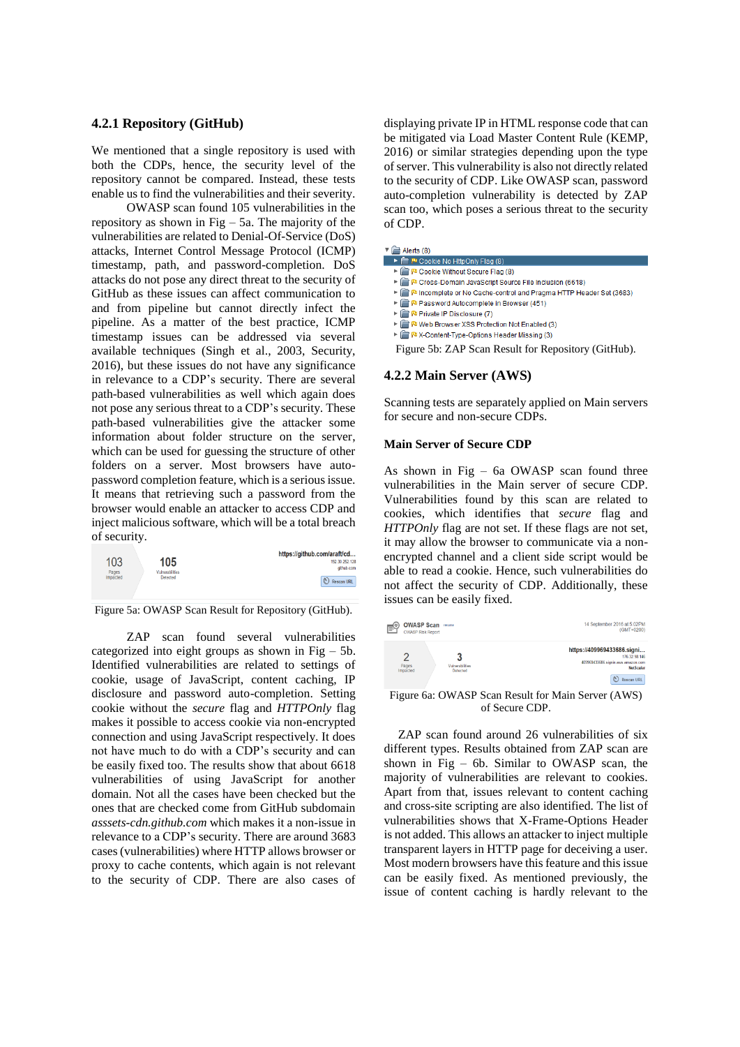### 4.2.1 Repository (GitHub)

We mentioned that a single repository is used with both the CDPs, hence, the security level of the repository cannot be compared. Instead, these tests enable us to find the vulnerabilities and their severity.

OWASP scan found 105 vulnerabilities in the repository as shown in Fig – 5a. The majority of the vulnerabilities are related to Denial-Of-Service (DoS) attacks, Internet Control Message Protocol (ICMP) timestamp, path, and password-completion. DoS attacks do not pose any direct threat to the security of GitHub as these issues can affect communication to and from pipeline but cannot directly infect the pipeline. As a matter of the best practice, ICMP timestamp issues can be addressed via several available techniques (Singh et al., 2003, Security, 2016), but these issues do not have any significance in relevance to a CDP's security. There are several path-based vulnerabilities as well which again does not pose any serious threat to a CDP's security. These path-based vulnerabilities give the attacker some information about folder structure on the server, which can be used for guessing the structure of other folders on a server. Most browsers have auto-password completion feature, which is a serious issue. It means that retrieving such a password from the browser would enable an attacker to access CDP and inject malicious software, which will be a total breach of security.

103 Pages Impacted | 105 Vulnerabilities Detected | https://github.com/araft/cd... 192.30.252.128 github.com | Rescan URL

Figure 5a: OWASP Scan Result for Repository (GitHub).

ZAP scan found several vulnerabilities categorized into eight groups as shown in Fig – 5b. Identified vulnerabilities are related to settings of cookie, usage of JavaScript, content caching, IP disclosure and password auto-completion. Setting cookie without the *secure* flag and *HTTPOnly* flag makes it possible to access cookie via non-encrypted connection and using JavaScript respectively. It does not have much to do with a CDP's security and can be easily fixed too. The results show that about 6618 vulnerabilities of using JavaScript for another domain. Not all the cases have been checked but the ones that are checked come from GitHub subdomain *asssets-cdn.github.com* which makes it a non-issue in relevance to a CDP's security. There are around 3683 cases (vulnerabilities) where HTTP allows browser or proxy to cache contents, which again is not relevant to the security of CDP. There are also cases of displaying private IP in HTML response code that can be mitigated via Load Master Content Rule (KEMP, 2016) or similar strategies depending upon the type of server. This vulnerability is also not directly related to the security of CDP. Like OWASP scan, password auto-completion vulnerability is detected by ZAP scan too, which poses a serious threat to the security of CDP.

- Alerts (8)
  - Cookie No HttpOnly Flag (8)
  - Cookie Without Secure Flag (8)
  - Cross-Domain JavaScript Source File Inclusion (6618)
  - Incomplete or No Cache-control and Pragma HTTP Header Set (3683)
  - Password Autocomplete in Browser (451)
  - Private IP Disclosure (7)
  - Web Browser XSS Protection Not Enabled (3)
  - X-Content-Type-Options Header Missing (3)

Figure 5b: ZAP Scan Result for Repository (GitHub).

### 4.2.2 Main Server (AWS)

Scanning tests are separately applied on Main servers for secure and non-secure CDPs.

#### Main Server of Secure CDP

As shown in Fig – 6a OWASP scan found three vulnerabilities in the Main server of secure CDP. Vulnerabilities found by this scan are related to cookies, which identifies that *secure* flag and *HTTPOnly* flag are not set. If these flags are not set, it may allow the browser to communicate via a non-encrypted channel and a client side script would be able to read a cookie. Hence, such vulnerabilities do not affect the security of CDP. Additionally, these issues can be easily fixed.

OWASP Scan — OWASP Risk Report — 14 September 2016 at 5:02PM (GMT+0200)

2 Pages Impacted | 3 Vulnerabilities Detected | https://409969433686.signi... 176.32.98.146 409969433686.signin.aws.amazon.com NetScaler | Rescan URL

Figure 6a: OWASP Scan Result for Main Server (AWS) of Secure CDP.

ZAP scan found around 26 vulnerabilities of six different types. Results obtained from ZAP scan are shown in Fig – 6b. Similar to OWASP scan, the majority of vulnerabilities are relevant to cookies. Apart from that, issues relevant to content caching and cross-site scripting are also identified. The list of vulnerabilities shows that X-Frame-Options Header is not added. This allows an attacker to inject multiple transparent layers in HTTP page for deceiving a user. Most modern browsers have this feature and this issue can be easily fixed. As mentioned previously, the issue of content caching is hardly relevant to the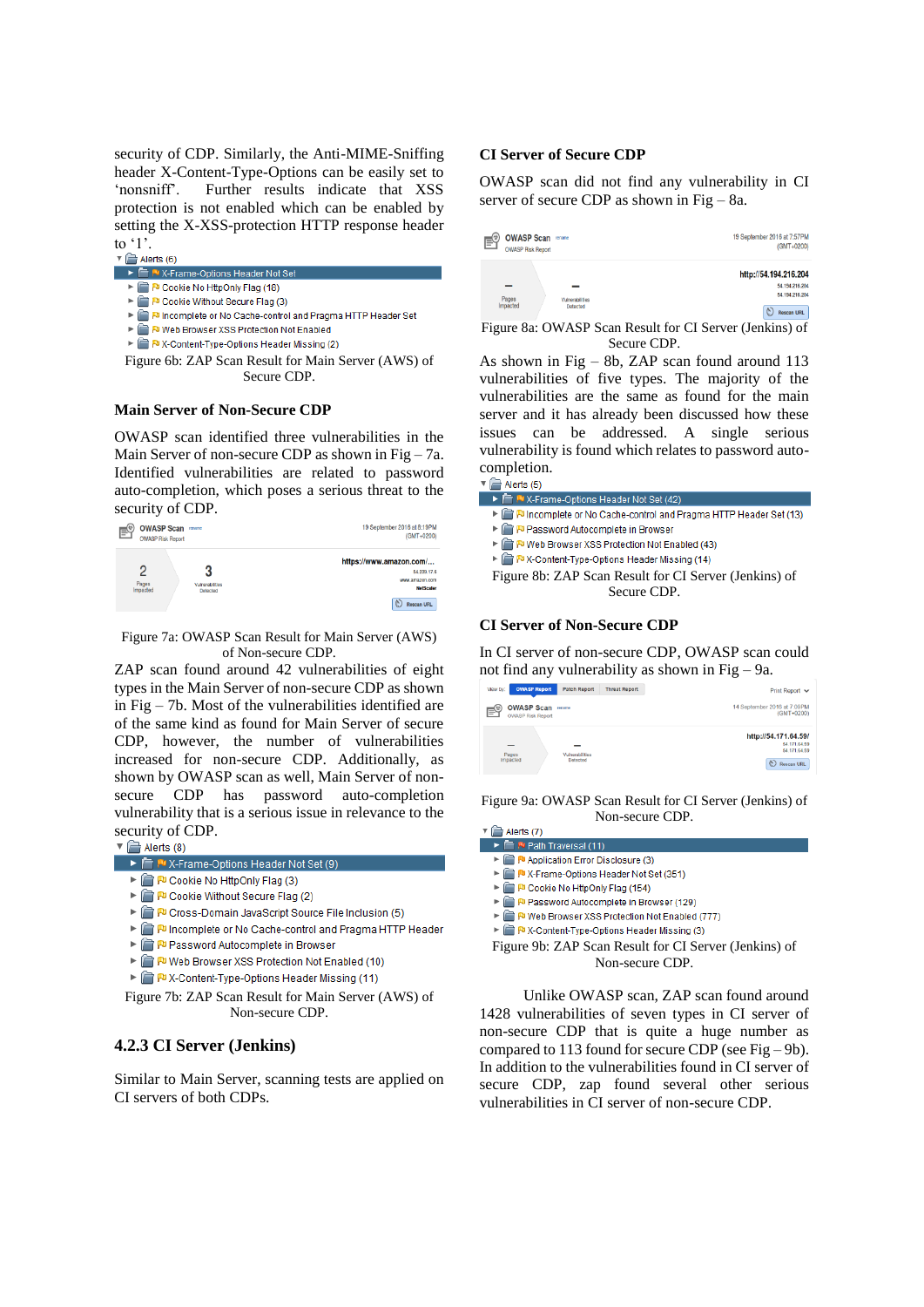security of CDP. Similarly, the Anti-MIME-Sniffing header X-Content-Type-Options can be easily set to 'nonsniff'. Further results indicate that XSS protection is not enabled which can be enabled by setting the X-XSS-protection HTTP response header to '1'.

Alerts (6)
- X-Frame-Options Header Not Set
- Cookie No HttpOnly Flag (16)
- Cookie Without Secure Flag (3)
- Incomplete or No Cache-control and Pragma HTTP Header Set
- Web Browser XSS Protection Not Enabled
- X-Content-Type-Options Header Missing (2)

Figure 6b: ZAP Scan Result for Main Server (AWS) of Secure CDP.

### Main Server of Non-Secure CDP

OWASP scan identified three vulnerabilities in the Main Server of non-secure CDP as shown in Fig – 7a. Identified vulnerabilities are related to password auto-completion, which poses a serious threat to the security of CDP.

OWASP Scan — OWASP Risk Report — 19 September 2016 at 8:19PM (GMT+0200) — https://www.amazon.com/... — 2 Pages Impacted — 3 Vulnerabilities Detected — Rescan URL

Figure 7a: OWASP Scan Result for Main Server (AWS) of Non-secure CDP.

ZAP scan found around 42 vulnerabilities of eight types in the Main Server of non-secure CDP as shown in Fig – 7b. Most of the vulnerabilities identified are of the same kind as found for Main Server of secure CDP, however, the number of vulnerabilities increased for non-secure CDP. Additionally, as shown by OWASP scan as well, Main Server of non-secure CDP has password auto-completion vulnerability that is a serious issue in relevance to the security of CDP.

Alerts (8)
- X-Frame-Options Header Not Set (9)
- Cookie No HttpOnly Flag (3)
- Cookie Without Secure Flag (2)
- Cross-Domain JavaScript Source File Inclusion (5)
- Incomplete or No Cache-control and Pragma HTTP Header
- Password Autocomplete in Browser
- Web Browser XSS Protection Not Enabled (10)
- X-Content-Type-Options Header Missing (11)

Figure 7b: ZAP Scan Result for Main Server (AWS) of Non-secure CDP.

## 4.2.3 CI Server (Jenkins)

Similar to Main Server, scanning tests are applied on CI servers of both CDPs.

### CI Server of Secure CDP

OWASP scan did not find any vulnerability in CI server of secure CDP as shown in Fig – 8a.

OWASP Scan — OWASP Risk Report — 19 September 2016 at 7:57PM (GMT+0200) — http://54.194.216.204 — – Pages Impacted — – Vulnerabilities Detected — Rescan URL

Figure 8a: OWASP Scan Result for CI Server (Jenkins) of Secure CDP.

As shown in Fig – 8b, ZAP scan found around 113 vulnerabilities of five types. The majority of the vulnerabilities are the same as found for the main server and it has already been discussed how these issues can be addressed. A single serious vulnerability is found which relates to password auto-completion.

Alerts (5)
- X-Frame-Options Header Not Set (42)
- Incomplete or No Cache-control and Pragma HTTP Header Set (13)
- Password Autocomplete in Browser
- Web Browser XSS Protection Not Enabled (43)
- X-Content-Type-Options Header Missing (14)

Figure 8b: ZAP Scan Result for CI Server (Jenkins) of Secure CDP.

### CI Server of Non-Secure CDP

In CI server of non-secure CDP, OWASP scan could not find any vulnerability as shown in Fig – 9a.

OWASP Report — Patch Report — Threat Report — OWASP Scan — OWASP Risk Report — 14 September 2016 at 7:06PM (GMT+0200) — http://54.171.64.59/ — – Pages Impacted — – Vulnerabilities Detected — Rescan URL

Figure 9a: OWASP Scan Result for CI Server (Jenkins) of Non-secure CDP.

Alerts (7)
- Path Traversal (11)
- Application Error Disclosure (3)
- X-Frame-Options Header Not Set (351)
- Cookie No HttpOnly Flag (154)
- Password Autocomplete in Browser (129)
- Web Browser XSS Protection Not Enabled (777)
- X-Content-Type-Options Header Missing (3)

Figure 9b: ZAP Scan Result for CI Server (Jenkins) of Non-secure CDP.

Unlike OWASP scan, ZAP scan found around 1428 vulnerabilities of seven types in CI server of non-secure CDP that is quite a huge number as compared to 113 found for secure CDP (see Fig – 9b). In addition to the vulnerabilities found in CI server of secure CDP, zap found several other serious vulnerabilities in CI server of non-secure CDP.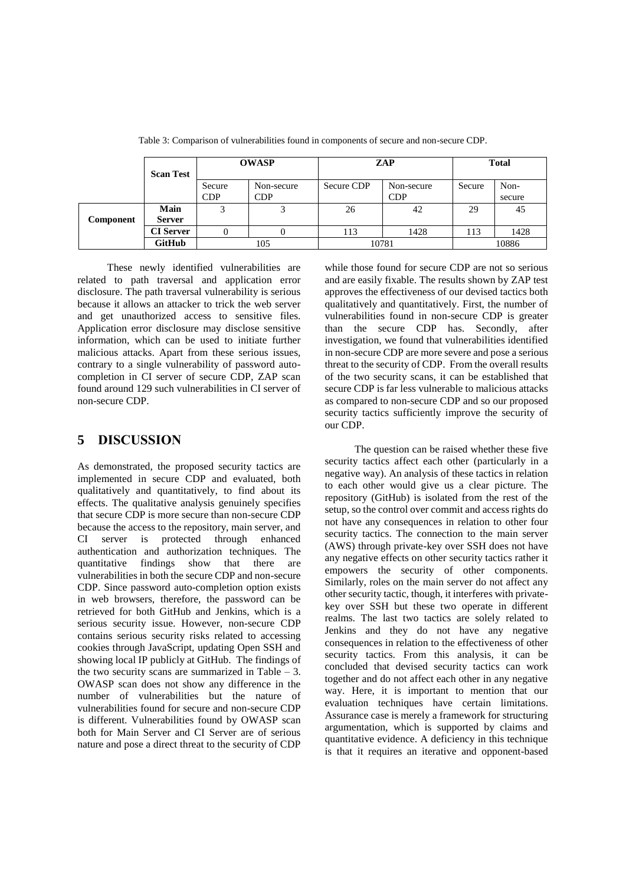Table 3: Comparison of vulnerabilities found in components of secure and non-secure CDP.

| | Scan Test | OWASP | | ZAP | | Total | |
|---|---|---|---|---|---|---|---|
| | | Secure CDP | Non-secure CDP | Secure CDP | Non-secure CDP | Secure | Non-secure |
| **Component** | **Main Server** | 3 | 3 | 26 | 42 | 29 | 45 |
| | **CI Server** | 0 | 0 | 113 | 1428 | 113 | 1428 |
| | **GitHub** | 105 | | 10781 | | 10886 | |

These newly identified vulnerabilities are related to path traversal and application error disclosure. The path traversal vulnerability is serious because it allows an attacker to trick the web server and get unauthorized access to sensitive files. Application error disclosure may disclose sensitive information, which can be used to initiate further malicious attacks. Apart from these serious issues, contrary to a single vulnerability of password auto-completion in CI server of secure CDP, ZAP scan found around 129 such vulnerabilities in CI server of non-secure CDP.

## 5 DISCUSSION

As demonstrated, the proposed security tactics are implemented in secure CDP and evaluated, both qualitatively and quantitatively, to find about its effects. The qualitative analysis genuinely specifies that secure CDP is more secure than non-secure CDP because the access to the repository, main server, and CI server is protected through enhanced authentication and authorization techniques. The quantitative findings show that there are vulnerabilities in both the secure CDP and non-secure CDP. Since password auto-completion option exists in web browsers, therefore, the password can be retrieved for both GitHub and Jenkins, which is a serious security issue. However, non-secure CDP contains serious security risks related to accessing cookies through JavaScript, updating Open SSH and showing local IP publicly at GitHub. The findings of the two security scans are summarized in Table – 3. OWASP scan does not show any difference in the number of vulnerabilities but the nature of vulnerabilities found for secure and non-secure CDP is different. Vulnerabilities found by OWASP scan both for Main Server and CI Server are of serious nature and pose a direct threat to the security of CDP while those found for secure CDP are not so serious and are easily fixable. The results shown by ZAP test approves the effectiveness of our devised tactics both qualitatively and quantitatively. First, the number of vulnerabilities found in non-secure CDP is greater than the secure CDP has. Secondly, after investigation, we found that vulnerabilities identified in non-secure CDP are more severe and pose a serious threat to the security of CDP. From the overall results of the two security scans, it can be established that secure CDP is far less vulnerable to malicious attacks as compared to non-secure CDP and so our proposed security tactics sufficiently improve the security of our CDP.

The question can be raised whether these five security tactics affect each other (particularly in a negative way). An analysis of these tactics in relation to each other would give us a clear picture. The repository (GitHub) is isolated from the rest of the setup, so the control over commit and access rights do not have any consequences in relation to other four security tactics. The connection to the main server (AWS) through private-key over SSH does not have any negative effects on other security tactics rather it empowers the security of other components. Similarly, roles on the main server do not affect any other security tactic, though, it interferes with private-key over SSH but these two operate in different realms. The last two tactics are solely related to Jenkins and they do not have any negative consequences in relation to the effectiveness of other security tactics. From this analysis, it can be concluded that devised security tactics can work together and do not affect each other in any negative way. Here, it is important to mention that our evaluation techniques have certain limitations. Assurance case is merely a framework for structuring argumentation, which is supported by claims and quantitative evidence. A deficiency in this technique is that it requires an iterative and opponent-based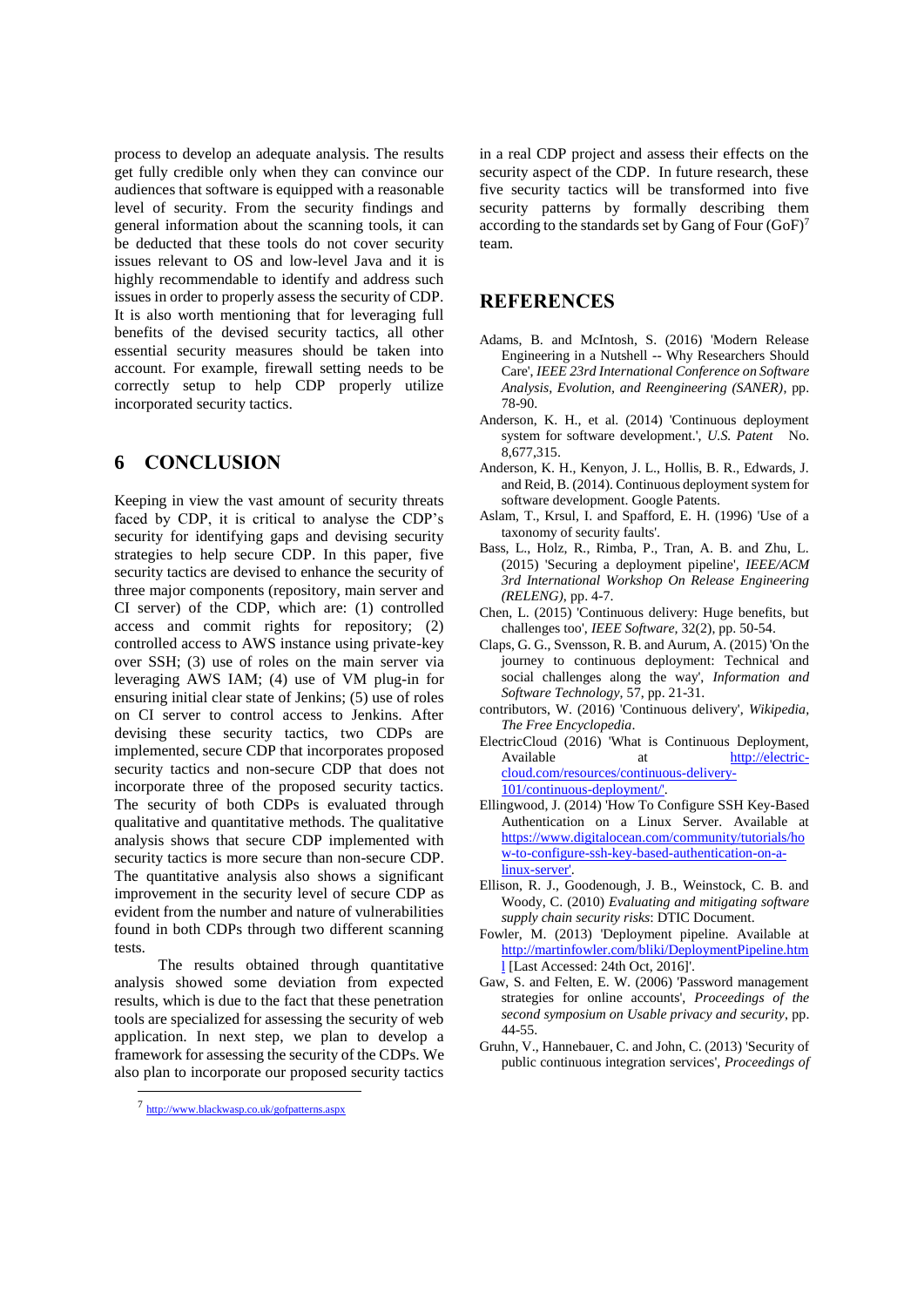process to develop an adequate analysis. The results get fully credible only when they can convince our audiences that software is equipped with a reasonable level of security. From the security findings and general information about the scanning tools, it can be deducted that these tools do not cover security issues relevant to OS and low-level Java and it is highly recommendable to identify and address such issues in order to properly assess the security of CDP. It is also worth mentioning that for leveraging full benefits of the devised security tactics, all other essential security measures should be taken into account. For example, firewall setting needs to be correctly setup to help CDP properly utilize incorporated security tactics.

# 6 CONCLUSION

Keeping in view the vast amount of security threats faced by CDP, it is critical to analyse the CDP's security for identifying gaps and devising security strategies to help secure CDP. In this paper, five security tactics are devised to enhance the security of three major components (repository, main server and CI server) of the CDP, which are: (1) controlled access and commit rights for repository; (2) controlled access to AWS instance using private-key over SSH; (3) use of roles on the main server via leveraging AWS IAM; (4) use of VM plug-in for ensuring initial clear state of Jenkins; (5) use of roles on CI server to control access to Jenkins. After devising these security tactics, two CDPs are implemented, secure CDP that incorporates proposed security tactics and non-secure CDP that does not incorporate three of the proposed security tactics. The security of both CDPs is evaluated through qualitative and quantitative methods. The qualitative analysis shows that secure CDP implemented with security tactics is more secure than non-secure CDP. The quantitative analysis also shows a significant improvement in the security level of secure CDP as evident from the number and nature of vulnerabilities found in both CDPs through two different scanning tests.

The results obtained through quantitative analysis showed some deviation from expected results, which is due to the fact that these penetration tools are specialized for assessing the security of web application. In next step, we plan to develop a framework for assessing the security of the CDPs. We also plan to incorporate our proposed security tactics in a real CDP project and assess their effects on the security aspect of the CDP. In future research, these five security tactics will be transformed into five security patterns by formally describing them according to the standards set by Gang of Four (GoF)[7] team.

# REFERENCES

Adams, B. and McIntosh, S. (2016) 'Modern Release Engineering in a Nutshell -- Why Researchers Should Care', *IEEE 23rd International Conference on Software Analysis, Evolution, and Reengineering (SANER)*, pp. 78-90.

Anderson, K. H., et al. (2014) 'Continuous deployment system for software development.', *U.S. Patent* No. 8,677,315.

Anderson, K. H., Kenyon, J. L., Hollis, B. R., Edwards, J. and Reid, B. (2014). Continuous deployment system for software development. Google Patents.

Aslam, T., Krsul, I. and Spafford, E. H. (1996) 'Use of a taxonomy of security faults'.

Bass, L., Holz, R., Rimba, P., Tran, A. B. and Zhu, L. (2015) 'Securing a deployment pipeline', *IEEE/ACM 3rd International Workshop On Release Engineering (RELENG)*, pp. 4-7.

Chen, L. (2015) 'Continuous delivery: Huge benefits, but challenges too', *IEEE Software*, 32(2), pp. 50-54.

Claps, G. G., Svensson, R. B. and Aurum, A. (2015) 'On the journey to continuous deployment: Technical and social challenges along the way', *Information and Software Technology*, 57, pp. 21-31.

contributors, W. (2016) 'Continuous delivery', *Wikipedia, The Free Encyclopedia*.

ElectricCloud (2016) 'What is Continuous Deployment, Available at http://electric-cloud.com/resources/continuous-delivery-101/continuous-deployment/'.

Ellingwood, J. (2014) 'How To Configure SSH Key-Based Authentication on a Linux Server. Available at https://www.digitalocean.com/community/tutorials/how-to-configure-ssh-key-based-authentication-on-a-linux-server'.

Ellison, R. J., Goodenough, J. B., Weinstock, C. B. and Woody, C. (2010) *Evaluating and mitigating software supply chain security risks*: DTIC Document.

Fowler, M. (2013) 'Deployment pipeline. Available at http://martinfowler.com/bliki/DeploymentPipeline.html [Last Accessed: 24th Oct, 2016]'.

Gaw, S. and Felten, E. W. (2006) 'Password management strategies for online accounts', *Proceedings of the second symposium on Usable privacy and security*, pp. 44-55.

Gruhn, V., Hannebauer, C. and John, C. (2013) 'Security of public continuous integration services', *Proceedings of*

[7] http://www.blackwasp.co.uk/gofpatterns.aspx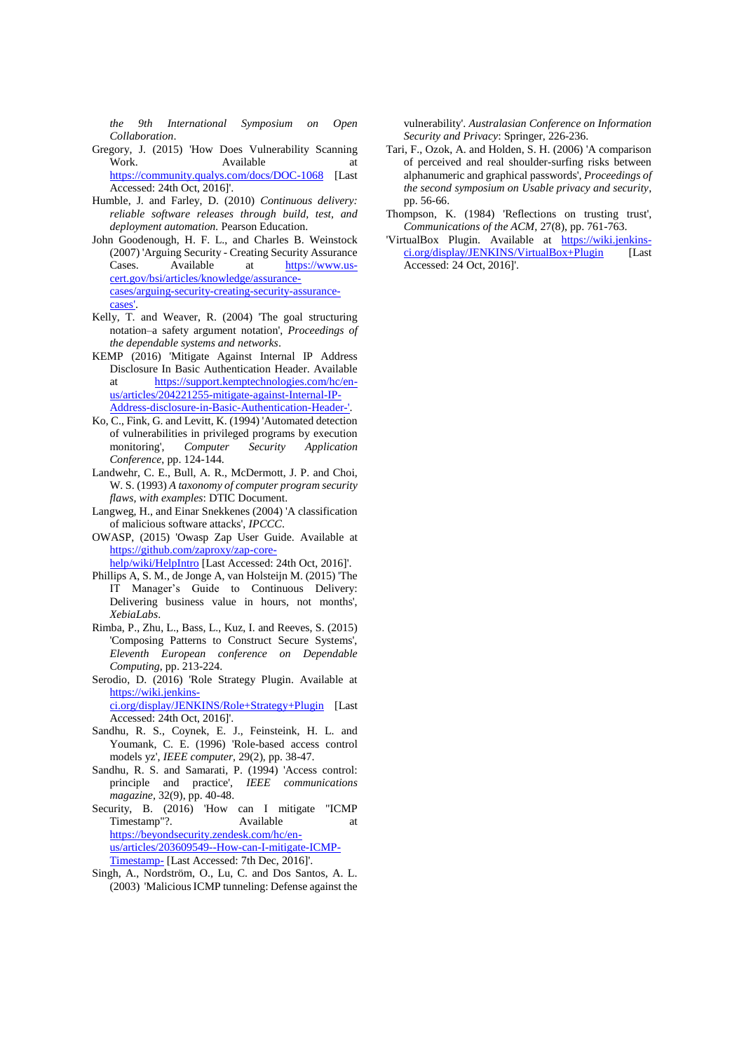*the 9th International Symposium on Open Collaboration*.

Gregory, J. (2015) 'How Does Vulnerability Scanning Work. Available at https://community.qualys.com/docs/DOC-1068 [Last Accessed: 24th Oct, 2016]'.

Humble, J. and Farley, D. (2010) *Continuous delivery: reliable software releases through build, test, and deployment automation.* Pearson Education.

John Goodenough, H. F. L., and Charles B. Weinstock (2007) 'Arguing Security - Creating Security Assurance Cases. Available at https://www.us-cert.gov/bsi/articles/knowledge/assurance-cases/arguing-security-creating-security-assurance-cases'.

Kelly, T. and Weaver, R. (2004) 'The goal structuring notation– a safety argument notation', *Proceedings of the dependable systems and networks*.

KEMP (2016) 'Mitigate Against Internal IP Address Disclosure In Basic Authentication Header. Available at https://support.kemptechnologies.com/hc/en-us/articles/204221255-mitigate-against-Internal-IP-Address-disclosure-in-Basic-Authentication-Header-'.

Ko, C., Fink, G. and Levitt, K. (1994) 'Automated detection of vulnerabilities in privileged programs by execution monitoring', *Computer Security Application Conference*, pp. 124-144.

Landwehr, C. E., Bull, A. R., McDermott, J. P. and Choi, W. S. (1993) *A taxonomy of computer program security flaws, with examples*: DTIC Document.

Langweg, H., and Einar Snekkenes (2004) 'A classification of malicious software attacks', *IPCCC*.

OWASP, (2015) 'Owasp Zap User Guide. Available at https://github.com/zaproxy/zap-core-help/wiki/HelpIntro [Last Accessed: 24th Oct, 2016]'.

Phillips A, S. M., de Jonge A, van Holsteijn M. (2015) 'The IT Manager's Guide to Continuous Delivery: Delivering business value in hours, not months', *XebiaLabs*.

Rimba, P., Zhu, L., Bass, L., Kuz, I. and Reeves, S. (2015) 'Composing Patterns to Construct Secure Systems', *Eleventh European conference on Dependable Computing*, pp. 213-224.

Serodio, D. (2016) 'Role Strategy Plugin. Available at https://wiki.jenkins-ci.org/display/JENKINS/Role+Strategy+Plugin [Last Accessed: 24th Oct, 2016]'.

Sandhu, R. S., Coynek, E. J., Feinsteink, H. L. and Youmank, C. E. (1996) 'Role-based access control models yz', *IEEE computer*, 29(2), pp. 38-47.

Sandhu, R. S. and Samarati, P. (1994) 'Access control: principle and practice', *IEEE communications magazine*, 32(9), pp. 40-48.

Security, B. (2016) 'How can I mitigate "ICMP Timestamp"?. Available at https://beyondsecurity.zendesk.com/hc/en-us/articles/203609549--How-can-I-mitigate-ICMP-Timestamp- [Last Accessed: 7th Dec, 2016]'.

Singh, A., Nordström, O., Lu, C. and Dos Santos, A. L. (2003) 'Malicious ICMP tunneling: Defense against the vulnerability'. *Australasian Conference on Information Security and Privacy*: Springer, 226-236.

Tari, F., Ozok, A. and Holden, S. H. (2006) 'A comparison of perceived and real shoulder-surfing risks between alphanumeric and graphical passwords', *Proceedings of the second symposium on Usable privacy and security*, pp. 56-66.

Thompson, K. (1984) 'Reflections on trusting trust', *Communications of the ACM*, 27(8), pp. 761-763.

'VirtualBox Plugin. Available at https://wiki.jenkins-ci.org/display/JENKINS/VirtualBox+Plugin [Last Accessed: 24 Oct, 2016]'.